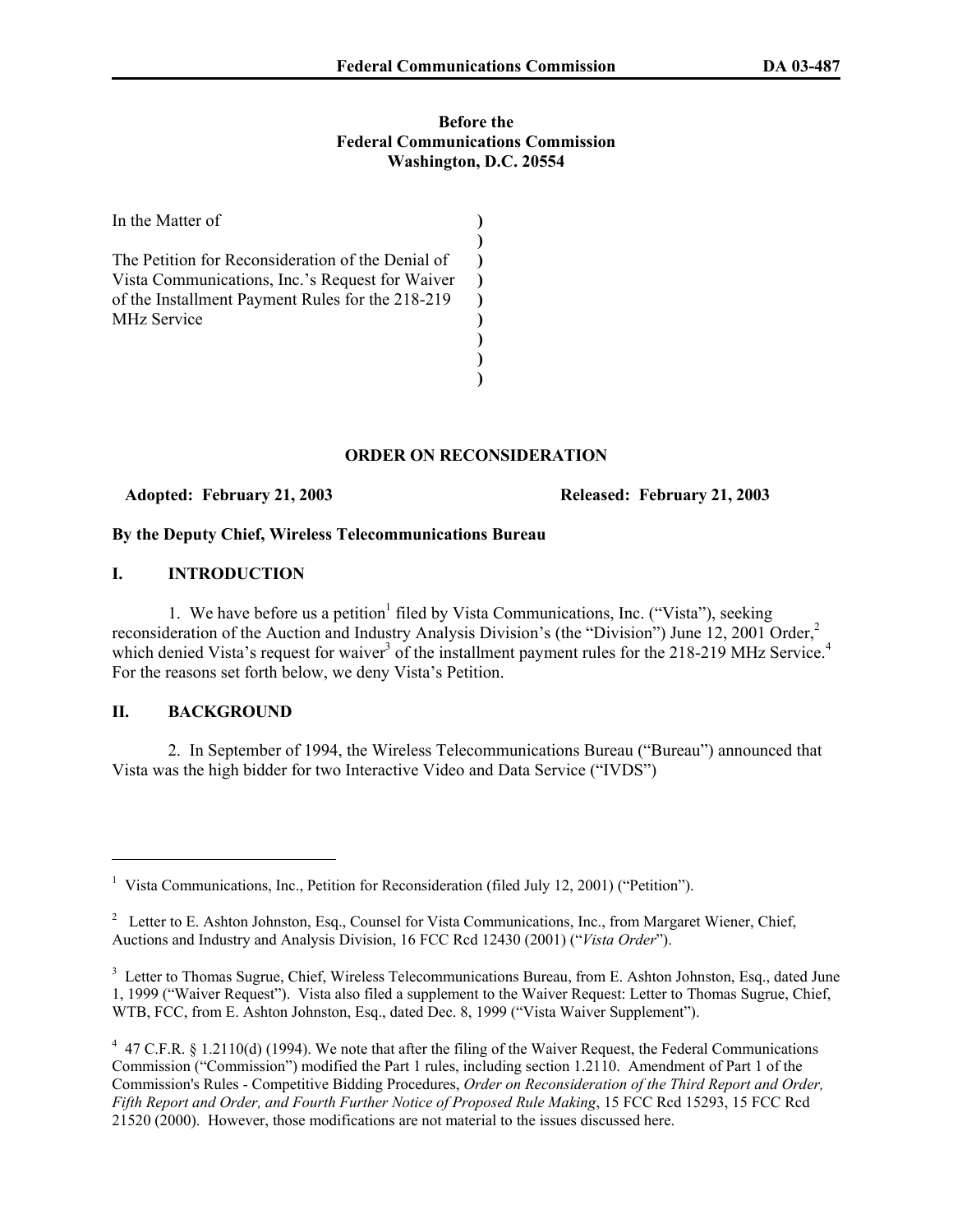**Before the**
**Federal Communications Commission**
**Washington, D.C. 20554**

| | |
|---|---|
| In the Matter of | ) |
| | ) |
| The Petition for Reconsideration of the Denial of Vista Communications, Inc.'s Request for Waiver of the Installment Payment Rules for the 218-219 MHz Service | ) |
| | ) |

## ORDER ON RECONSIDERATION

**Adopted: February 21, 2003** **Released: February 21, 2003**

**By the Deputy Chief, Wireless Telecommunications Bureau**

## I. INTRODUCTION

1. We have before us a petition[1] filed by Vista Communications, Inc. ("Vista"), seeking reconsideration of the Auction and Industry Analysis Division's (the "Division") June 12, 2001 Order,[2] which denied Vista's request for waiver[3] of the installment payment rules for the 218-219 MHz Service.[4] For the reasons set forth below, we deny Vista's Petition.

## II. BACKGROUND

2. In September of 1994, the Wireless Telecommunications Bureau ("Bureau") announced that Vista was the high bidder for two Interactive Video and Data Service ("IVDS")

---

[1] Vista Communications, Inc., Petition for Reconsideration (filed July 12, 2001) ("Petition").

[2] Letter to E. Ashton Johnston, Esq., Counsel for Vista Communications, Inc., from Margaret Wiener, Chief, Auctions and Industry and Analysis Division, 16 FCC Rcd 12430 (2001) ("*Vista Order*").

[3] Letter to Thomas Sugrue, Chief, Wireless Telecommunications Bureau, from E. Ashton Johnston, Esq., dated June 1, 1999 ("Waiver Request"). Vista also filed a supplement to the Waiver Request: Letter to Thomas Sugrue, Chief, WTB, FCC, from E. Ashton Johnston, Esq., dated Dec. 8, 1999 ("Vista Waiver Supplement").

[4] 47 C.F.R. § 1.2110(d) (1994). We note that after the filing of the Waiver Request, the Federal Communications Commission ("Commission") modified the Part 1 rules, including section 1.2110. Amendment of Part 1 of the Commission's Rules - Competitive Bidding Procedures, *Order on Reconsideration of the Third Report and Order, Fifth Report and Order, and Fourth Further Notice of Proposed Rule Making*, 15 FCC Rcd 15293, 15 FCC Rcd 21520 (2000). However, those modifications are not material to the issues discussed here.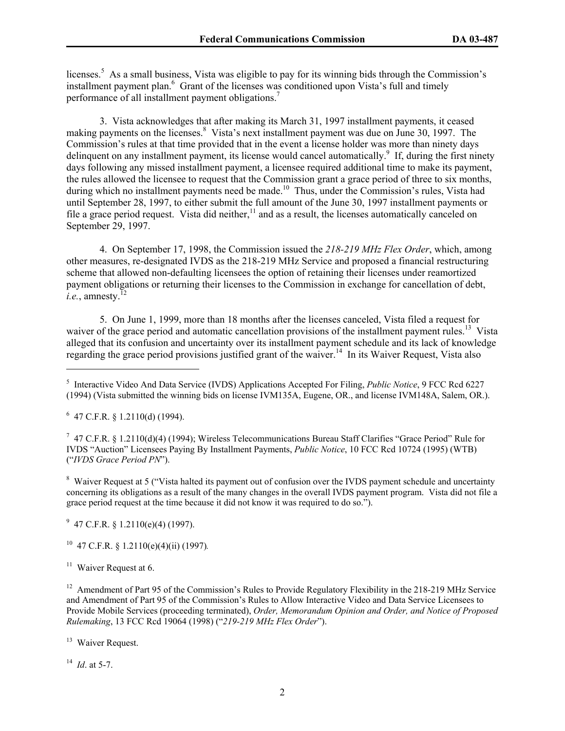licenses.[5] As a small business, Vista was eligible to pay for its winning bids through the Commission's installment payment plan.[6] Grant of the licenses was conditioned upon Vista's full and timely performance of all installment payment obligations.[7]

3. Vista acknowledges that after making its March 31, 1997 installment payments, it ceased making payments on the licenses.[8] Vista's next installment payment was due on June 30, 1997. The Commission's rules at that time provided that in the event a license holder was more than ninety days delinquent on any installment payment, its license would cancel automatically.[9] If, during the first ninety days following any missed installment payment, a licensee required additional time to make its payment, the rules allowed the licensee to request that the Commission grant a grace period of three to six months, during which no installment payments need be made.[10] Thus, under the Commission's rules, Vista had until September 28, 1997, to either submit the full amount of the June 30, 1997 installment payments or file a grace period request. Vista did neither,[11] and as a result, the licenses automatically canceled on September 29, 1997.

4. On September 17, 1998, the Commission issued the *218-219 MHz Flex Order*, which, among other measures, re-designated IVDS as the 218-219 MHz Service and proposed a financial restructuring scheme that allowed non-defaulting licensees the option of retaining their licenses under reamortized payment obligations or returning their licenses to the Commission in exchange for cancellation of debt, *i.e.*, amnesty.[12]

5. On June 1, 1999, more than 18 months after the licenses canceled, Vista filed a request for waiver of the grace period and automatic cancellation provisions of the installment payment rules.[13] Vista alleged that its confusion and uncertainty over its installment payment schedule and its lack of knowledge regarding the grace period provisions justified grant of the waiver.[14] In its Waiver Request, Vista also

---

[5] Interactive Video And Data Service (IVDS) Applications Accepted For Filing, *Public Notice*, 9 FCC Rcd 6227 (1994) (Vista submitted the winning bids on license IVM135A, Eugene, OR., and license IVM148A, Salem, OR.).

[6] 47 C.F.R. § 1.2110(d) (1994).

[7] 47 C.F.R. § 1.2110(d)(4) (1994); Wireless Telecommunications Bureau Staff Clarifies "Grace Period" Rule for IVDS "Auction" Licensees Paying By Installment Payments, *Public Notice*, 10 FCC Rcd 10724 (1995) (WTB) ("*IVDS Grace Period PN*").

[8] Waiver Request at 5 ("Vista halted its payment out of confusion over the IVDS payment schedule and uncertainty concerning its obligations as a result of the many changes in the overall IVDS payment program. Vista did not file a grace period request at the time because it did not know it was required to do so.").

[9] 47 C.F.R. § 1.2110(e)(4) (1997).

[10] 47 C.F.R. § 1.2110(e)(4)(ii) (1997).

[11] Waiver Request at 6.

[12] Amendment of Part 95 of the Commission's Rules to Provide Regulatory Flexibility in the 218-219 MHz Service and Amendment of Part 95 of the Commission's Rules to Allow Interactive Video and Data Service Licensees to Provide Mobile Services (proceeding terminated), *Order, Memorandum Opinion and Order, and Notice of Proposed Rulemaking*, 13 FCC Rcd 19064 (1998) ("*219-219 MHz Flex Order*").

[13] Waiver Request.

[14] *Id*. at 5-7.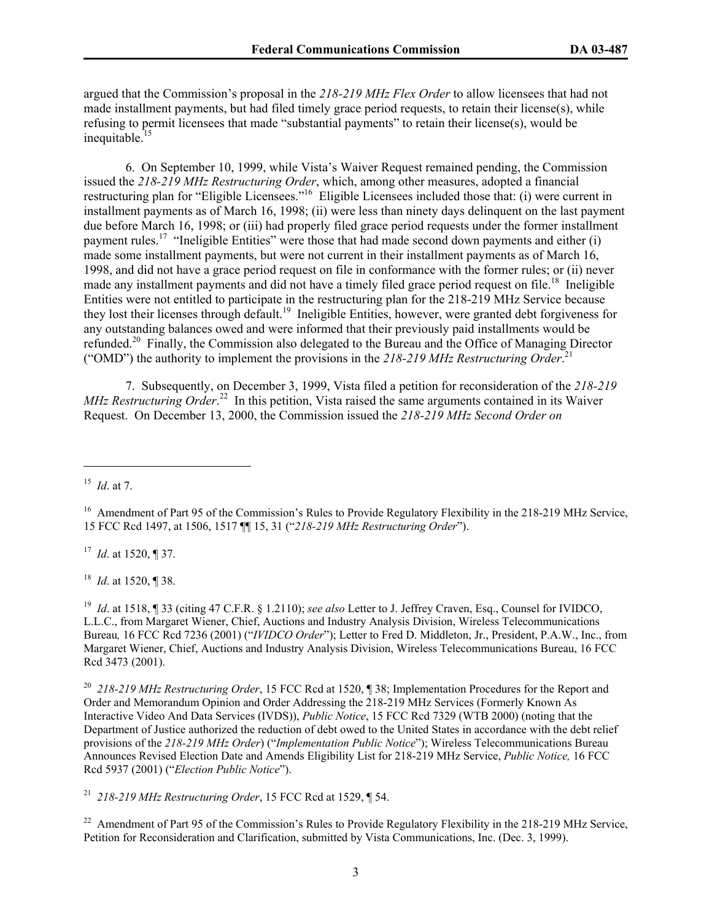argued that the Commission's proposal in the *218-219 MHz Flex Order* to allow licensees that had not made installment payments, but had filed timely grace period requests, to retain their license(s), while refusing to permit licensees that made "substantial payments" to retain their license(s), would be inequitable.[15]

6. On September 10, 1999, while Vista's Waiver Request remained pending, the Commission issued the *218-219 MHz Restructuring Order*, which, among other measures, adopted a financial restructuring plan for "Eligible Licensees."[16] Eligible Licensees included those that: (i) were current in installment payments as of March 16, 1998; (ii) were less than ninety days delinquent on the last payment due before March 16, 1998; or (iii) had properly filed grace period requests under the former installment payment rules.[17] "Ineligible Entities" were those that had made second down payments and either (i) made some installment payments, but were not current in their installment payments as of March 16, 1998, and did not have a grace period request on file in conformance with the former rules; or (ii) never made any installment payments and did not have a timely filed grace period request on file.[18] Ineligible Entities were not entitled to participate in the restructuring plan for the 218-219 MHz Service because they lost their licenses through default.[19] Ineligible Entities, however, were granted debt forgiveness for any outstanding balances owed and were informed that their previously paid installments would be refunded.[20] Finally, the Commission also delegated to the Bureau and the Office of Managing Director ("OMD") the authority to implement the provisions in the *218-219 MHz Restructuring Order*.[21]

7. Subsequently, on December 3, 1999, Vista filed a petition for reconsideration of the *218-219 MHz Restructuring Order*.[22] In this petition, Vista raised the same arguments contained in its Waiver Request. On December 13, 2000, the Commission issued the *218-219 MHz Second Order on*

---

[15] *Id*. at 7.

[16] Amendment of Part 95 of the Commission's Rules to Provide Regulatory Flexibility in the 218-219 MHz Service, 15 FCC Rcd 1497, at 1506, 1517 ¶¶ 15, 31 ("*218-219 MHz Restructuring Order*").

[17] *Id*. at 1520, ¶ 37.

[18] *Id*. at 1520, ¶ 38.

[19] *Id*. at 1518, ¶ 33 (citing 47 C.F.R. § 1.2110); *see also* Letter to J. Jeffrey Craven, Esq., Counsel for IVIDCO, L.L.C., from Margaret Wiener, Chief, Auctions and Industry Analysis Division, Wireless Telecommunications Bureau*,* 16 FCC Rcd 7236 (2001) ("*IVIDCO Order*"); Letter to Fred D. Middleton, Jr., President, P.A.W., Inc., from Margaret Wiener, Chief, Auctions and Industry Analysis Division, Wireless Telecommunications Bureau, 16 FCC Rcd 3473 (2001).

[20] *218-219 MHz Restructuring Order*, 15 FCC Rcd at 1520, ¶ 38; Implementation Procedures for the Report and Order and Memorandum Opinion and Order Addressing the 218-219 MHz Services (Formerly Known As Interactive Video And Data Services (IVDS)), *Public Notice*, 15 FCC Rcd 7329 (WTB 2000) (noting that the Department of Justice authorized the reduction of debt owed to the United States in accordance with the debt relief provisions of the *218-219 MHz Order*) ("*Implementation Public Notice*"); Wireless Telecommunications Bureau Announces Revised Election Date and Amends Eligibility List for 218-219 MHz Service, *Public Notice,* 16 FCC Rcd 5937 (2001) ("*Election Public Notice*").

[21] *218-219 MHz Restructuring Order*, 15 FCC Rcd at 1529, ¶ 54.

[22] Amendment of Part 95 of the Commission's Rules to Provide Regulatory Flexibility in the 218-219 MHz Service, Petition for Reconsideration and Clarification, submitted by Vista Communications, Inc. (Dec. 3, 1999).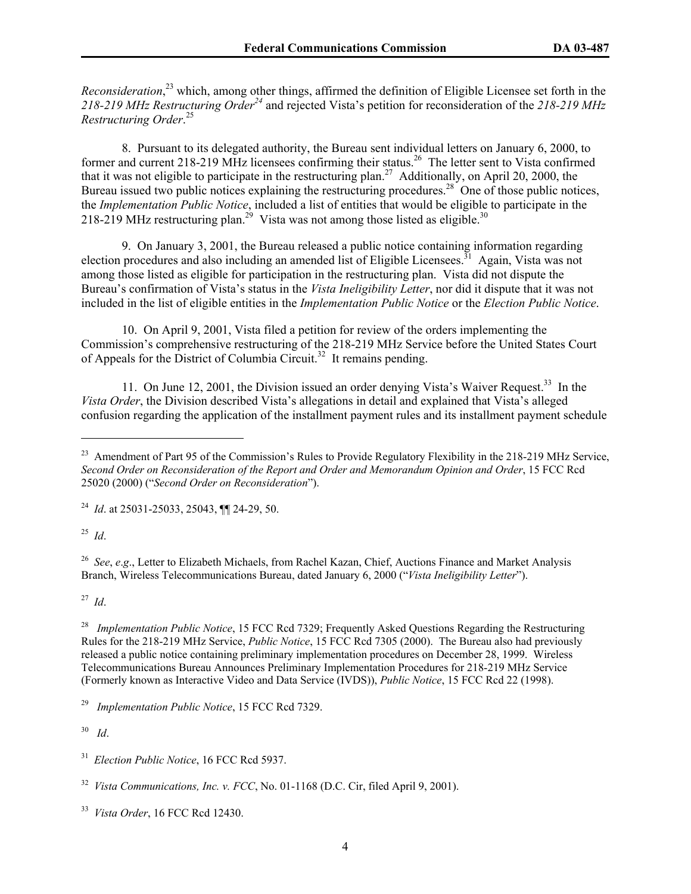*Reconsideration*,[23] which, among other things, affirmed the definition of Eligible Licensee set forth in the *218-219 MHz Restructuring Order*[24] and rejected Vista's petition for reconsideration of the *218-219 MHz Restructuring Order*.[25]

8. Pursuant to its delegated authority, the Bureau sent individual letters on January 6, 2000, to former and current 218-219 MHz licensees confirming their status.[26] The letter sent to Vista confirmed that it was not eligible to participate in the restructuring plan.[27] Additionally, on April 20, 2000, the Bureau issued two public notices explaining the restructuring procedures.[28] One of those public notices, the *Implementation Public Notice*, included a list of entities that would be eligible to participate in the 218-219 MHz restructuring plan.[29] Vista was not among those listed as eligible.[30]

9. On January 3, 2001, the Bureau released a public notice containing information regarding election procedures and also including an amended list of Eligible Licensees.[31] Again, Vista was not among those listed as eligible for participation in the restructuring plan. Vista did not dispute the Bureau's confirmation of Vista's status in the *Vista Ineligibility Letter*, nor did it dispute that it was not included in the list of eligible entities in the *Implementation Public Notice* or the *Election Public Notice*.

10. On April 9, 2001, Vista filed a petition for review of the orders implementing the Commission's comprehensive restructuring of the 218-219 MHz Service before the United States Court of Appeals for the District of Columbia Circuit.[32] It remains pending.

11. On June 12, 2001, the Division issued an order denying Vista's Waiver Request.[33] In the *Vista Order*, the Division described Vista's allegations in detail and explained that Vista's alleged confusion regarding the application of the installment payment rules and its installment payment schedule

---

[23] Amendment of Part 95 of the Commission's Rules to Provide Regulatory Flexibility in the 218-219 MHz Service, *Second Order on Reconsideration of the Report and Order and Memorandum Opinion and Order*, 15 FCC Rcd 25020 (2000) ("*Second Order on Reconsideration*").

[24] *Id*. at 25031-25033, 25043, ¶¶ 24-29, 50.

[25] *Id*.

[26] *See*, *e.g*., Letter to Elizabeth Michaels, from Rachel Kazan, Chief, Auctions Finance and Market Analysis Branch, Wireless Telecommunications Bureau, dated January 6, 2000 ("*Vista Ineligibility Letter*").

[27] *Id*.

[28] *Implementation Public Notice*, 15 FCC Rcd 7329; Frequently Asked Questions Regarding the Restructuring Rules for the 218-219 MHz Service, *Public Notice*, 15 FCC Rcd 7305 (2000). The Bureau also had previously released a public notice containing preliminary implementation procedures on December 28, 1999. Wireless Telecommunications Bureau Announces Preliminary Implementation Procedures for 218-219 MHz Service (Formerly known as Interactive Video and Data Service (IVDS)), *Public Notice*, 15 FCC Rcd 22 (1998).

[29] *Implementation Public Notice*, 15 FCC Rcd 7329.

[30] *Id*.

[31] *Election Public Notice*, 16 FCC Rcd 5937.

[32] *Vista Communications, Inc. v. FCC*, No. 01-1168 (D.C. Cir, filed April 9, 2001).

[33] *Vista Order*, 16 FCC Rcd 12430.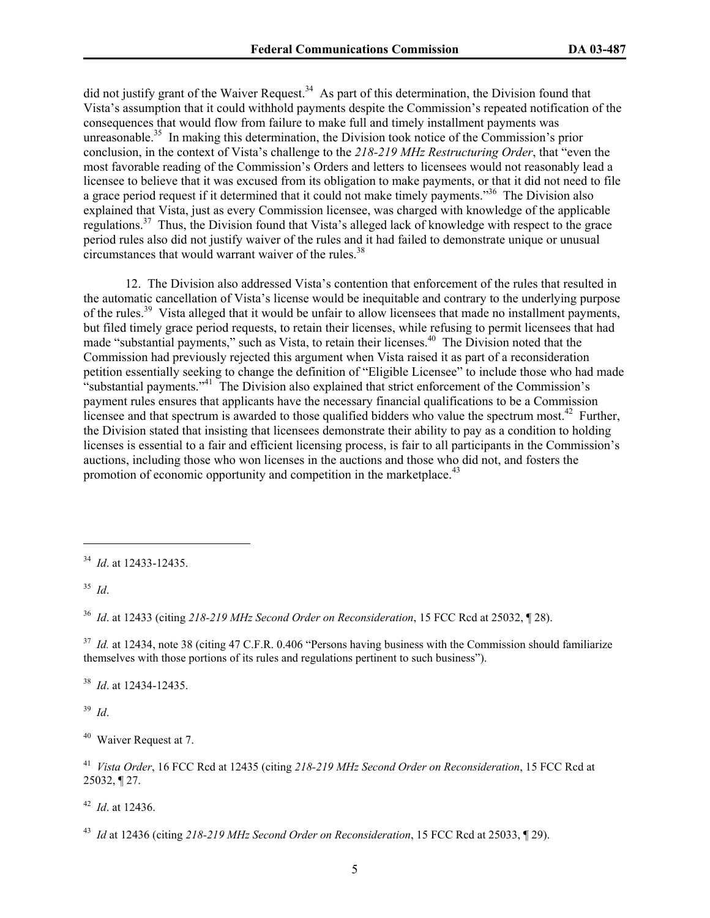did not justify grant of the Waiver Request.[34] As part of this determination, the Division found that Vista's assumption that it could withhold payments despite the Commission's repeated notification of the consequences that would flow from failure to make full and timely installment payments was unreasonable.[35] In making this determination, the Division took notice of the Commission's prior conclusion, in the context of Vista's challenge to the *218-219 MHz Restructuring Order*, that "even the most favorable reading of the Commission's Orders and letters to licensees would not reasonably lead a licensee to believe that it was excused from its obligation to make payments, or that it did not need to file a grace period request if it determined that it could not make timely payments."[36] The Division also explained that Vista, just as every Commission licensee, was charged with knowledge of the applicable regulations.[37] Thus, the Division found that Vista's alleged lack of knowledge with respect to the grace period rules also did not justify waiver of the rules and it had failed to demonstrate unique or unusual circumstances that would warrant waiver of the rules.[38]

12. The Division also addressed Vista's contention that enforcement of the rules that resulted in the automatic cancellation of Vista's license would be inequitable and contrary to the underlying purpose of the rules.[39] Vista alleged that it would be unfair to allow licensees that made no installment payments, but filed timely grace period requests, to retain their licenses, while refusing to permit licensees that had made "substantial payments," such as Vista, to retain their licenses.[40] The Division noted that the Commission had previously rejected this argument when Vista raised it as part of a reconsideration petition essentially seeking to change the definition of "Eligible Licensee" to include those who had made "substantial payments."[41] The Division also explained that strict enforcement of the Commission's payment rules ensures that applicants have the necessary financial qualifications to be a Commission licensee and that spectrum is awarded to those qualified bidders who value the spectrum most.[42] Further, the Division stated that insisting that licensees demonstrate their ability to pay as a condition to holding licenses is essential to a fair and efficient licensing process, is fair to all participants in the Commission's auctions, including those who won licenses in the auctions and those who did not, and fosters the promotion of economic opportunity and competition in the marketplace.[43]

---

[34] *Id*. at 12433-12435.

[35] *Id*.

[36] *Id*. at 12433 (citing *218-219 MHz Second Order on Reconsideration*, 15 FCC Rcd at 25032, ¶ 28).

[37] *Id.* at 12434, note 38 (citing 47 C.F.R. 0.406 "Persons having business with the Commission should familiarize themselves with those portions of its rules and regulations pertinent to such business").

[38] *Id*. at 12434-12435.

[39] *Id*.

[40] Waiver Request at 7.

[41] *Vista Order*, 16 FCC Rcd at 12435 (citing *218-219 MHz Second Order on Reconsideration*, 15 FCC Rcd at 25032, ¶ 27.

[42] *Id*. at 12436.

[43] *Id* at 12436 (citing *218-219 MHz Second Order on Reconsideration*, 15 FCC Rcd at 25033, ¶ 29).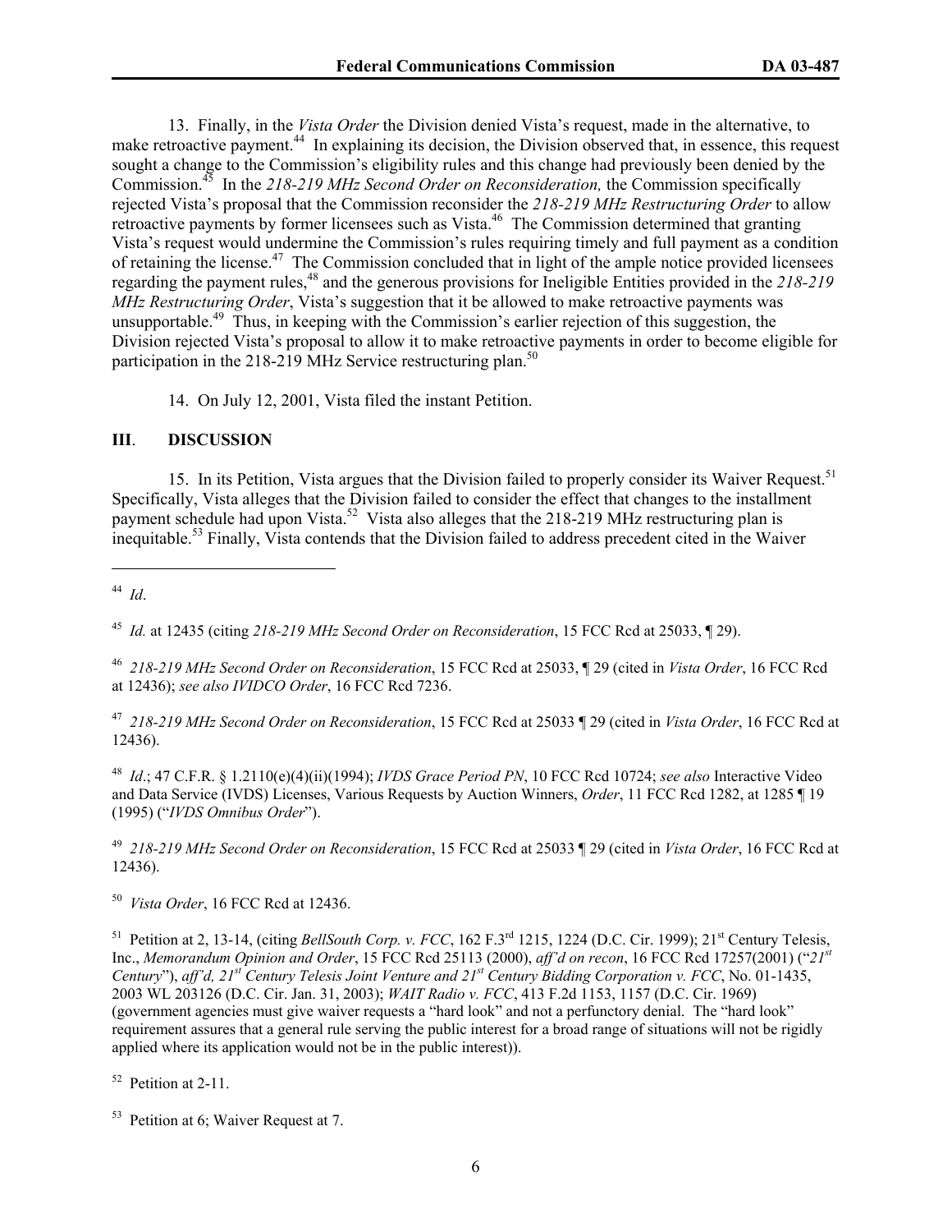13. Finally, in the *Vista Order* the Division denied Vista's request, made in the alternative, to make retroactive payment.[44] In explaining its decision, the Division observed that, in essence, this request sought a change to the Commission's eligibility rules and this change had previously been denied by the Commission.[45] In the *218-219 MHz Second Order on Reconsideration,* the Commission specifically rejected Vista's proposal that the Commission reconsider the *218-219 MHz Restructuring Order* to allow retroactive payments by former licensees such as Vista.[46] The Commission determined that granting Vista's request would undermine the Commission's rules requiring timely and full payment as a condition of retaining the license.[47] The Commission concluded that in light of the ample notice provided licensees regarding the payment rules,[48] and the generous provisions for Ineligible Entities provided in the *218-219 MHz Restructuring Order*, Vista's suggestion that it be allowed to make retroactive payments was unsupportable.[49] Thus, in keeping with the Commission's earlier rejection of this suggestion, the Division rejected Vista's proposal to allow it to make retroactive payments in order to become eligible for participation in the 218-219 MHz Service restructuring plan.[50]

14. On July 12, 2001, Vista filed the instant Petition.

## III. DISCUSSION

15. In its Petition, Vista argues that the Division failed to properly consider its Waiver Request.[51] Specifically, Vista alleges that the Division failed to consider the effect that changes to the installment payment schedule had upon Vista.[52] Vista also alleges that the 218-219 MHz restructuring plan is inequitable.[53] Finally, Vista contends that the Division failed to address precedent cited in the Waiver

---

[44] *Id*.

[45] *Id.* at 12435 (citing *218-219 MHz Second Order on Reconsideration*, 15 FCC Rcd at 25033, ¶ 29).

[46] *218-219 MHz Second Order on Reconsideration*, 15 FCC Rcd at 25033, ¶ 29 (cited in *Vista Order*, 16 FCC Rcd at 12436); *see also IVIDCO Order*, 16 FCC Rcd 7236.

[47] *218-219 MHz Second Order on Reconsideration*, 15 FCC Rcd at 25033 ¶ 29 (cited in *Vista Order*, 16 FCC Rcd at 12436).

[48] *Id*.; 47 C.F.R. § 1.2110(e)(4)(ii)(1994); *IVDS Grace Period PN*, 10 FCC Rcd 10724; *see also* Interactive Video and Data Service (IVDS) Licenses, Various Requests by Auction Winners, *Order*, 11 FCC Rcd 1282, at 1285 ¶ 19 (1995) ("*IVDS Omnibus Order*").

[49] *218-219 MHz Second Order on Reconsideration*, 15 FCC Rcd at 25033 ¶ 29 (cited in *Vista Order*, 16 FCC Rcd at 12436).

[50] *Vista Order*, 16 FCC Rcd at 12436.

[51] Petition at 2, 13-14, (citing *BellSouth Corp. v. FCC*, 162 F.3rd 1215, 1224 (D.C. Cir. 1999); 21st Century Telesis, Inc., *Memorandum Opinion and Order*, 15 FCC Rcd 25113 (2000), *aff'd on recon*, 16 FCC Rcd 17257(2001) ("*21st Century*"), *aff'd, 21st Century Telesis Joint Venture and 21st Century Bidding Corporation v. FCC*, No. 01-1435, 2003 WL 203126 (D.C. Cir. Jan. 31, 2003); *WAIT Radio v. FCC*, 413 F.2d 1153, 1157 (D.C. Cir. 1969) (government agencies must give waiver requests a "hard look" and not a perfunctory denial. The "hard look" requirement assures that a general rule serving the public interest for a broad range of situations will not be rigidly applied where its application would not be in the public interest)).

[52] Petition at 2-11.

[53] Petition at 6; Waiver Request at 7.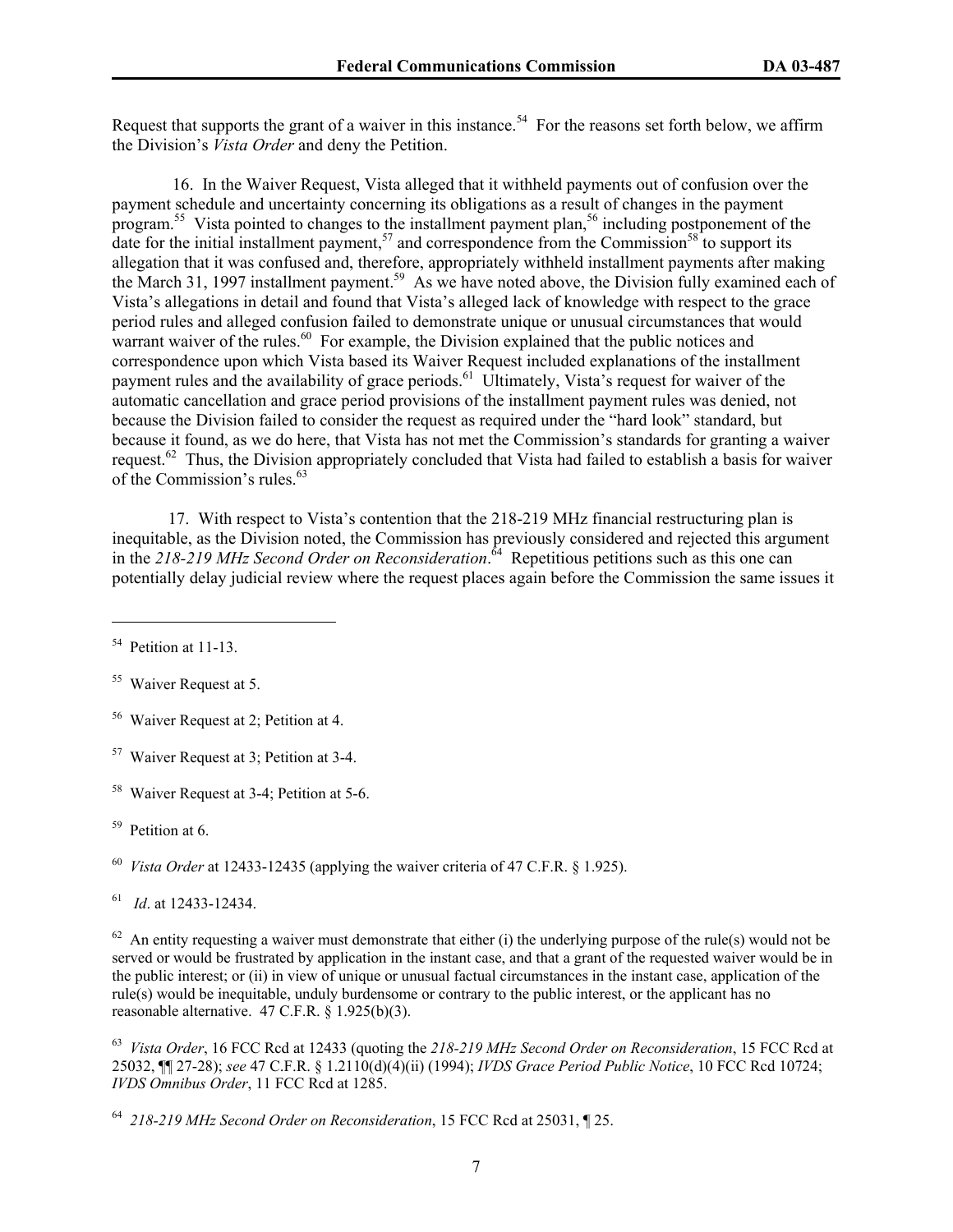Request that supports the grant of a waiver in this instance.[54] For the reasons set forth below, we affirm the Division's *Vista Order* and deny the Petition.

16. In the Waiver Request, Vista alleged that it withheld payments out of confusion over the payment schedule and uncertainty concerning its obligations as a result of changes in the payment program.[55] Vista pointed to changes to the installment payment plan,[56] including postponement of the date for the initial installment payment,[57] and correspondence from the Commission[58] to support its allegation that it was confused and, therefore, appropriately withheld installment payments after making the March 31, 1997 installment payment.[59] As we have noted above, the Division fully examined each of Vista's allegations in detail and found that Vista's alleged lack of knowledge with respect to the grace period rules and alleged confusion failed to demonstrate unique or unusual circumstances that would warrant waiver of the rules.[60] For example, the Division explained that the public notices and correspondence upon which Vista based its Waiver Request included explanations of the installment payment rules and the availability of grace periods.[61] Ultimately, Vista's request for waiver of the automatic cancellation and grace period provisions of the installment payment rules was denied, not because the Division failed to consider the request as required under the "hard look" standard, but because it found, as we do here, that Vista has not met the Commission's standards for granting a waiver request.[62] Thus, the Division appropriately concluded that Vista had failed to establish a basis for waiver of the Commission's rules.[63]

17. With respect to Vista's contention that the 218-219 MHz financial restructuring plan is inequitable, as the Division noted, the Commission has previously considered and rejected this argument in the *218-219 MHz Second Order on Reconsideration*.[64] Repetitious petitions such as this one can potentially delay judicial review where the request places again before the Commission the same issues it

---

[54] Petition at 11-13.

[55] Waiver Request at 5.

[56] Waiver Request at 2; Petition at 4.

[57] Waiver Request at 3; Petition at 3-4.

[58] Waiver Request at 3-4; Petition at 5-6.

[59] Petition at 6.

[60] *Vista Order* at 12433-12435 (applying the waiver criteria of 47 C.F.R. § 1.925).

[61] *Id*. at 12433-12434.

[62] An entity requesting a waiver must demonstrate that either (i) the underlying purpose of the rule(s) would not be served or would be frustrated by application in the instant case, and that a grant of the requested waiver would be in the public interest; or (ii) in view of unique or unusual factual circumstances in the instant case, application of the rule(s) would be inequitable, unduly burdensome or contrary to the public interest, or the applicant has no reasonable alternative. 47 C.F.R. § 1.925(b)(3).

[63] *Vista Order*, 16 FCC Rcd at 12433 (quoting the *218-219 MHz Second Order on Reconsideration*, 15 FCC Rcd at 25032, ¶¶ 27-28); *see* 47 C.F.R. § 1.2110(d)(4)(ii) (1994); *IVDS Grace Period Public Notice*, 10 FCC Rcd 10724; *IVDS Omnibus Order*, 11 FCC Rcd at 1285.

[64] *218-219 MHz Second Order on Reconsideration*, 15 FCC Rcd at 25031, ¶ 25.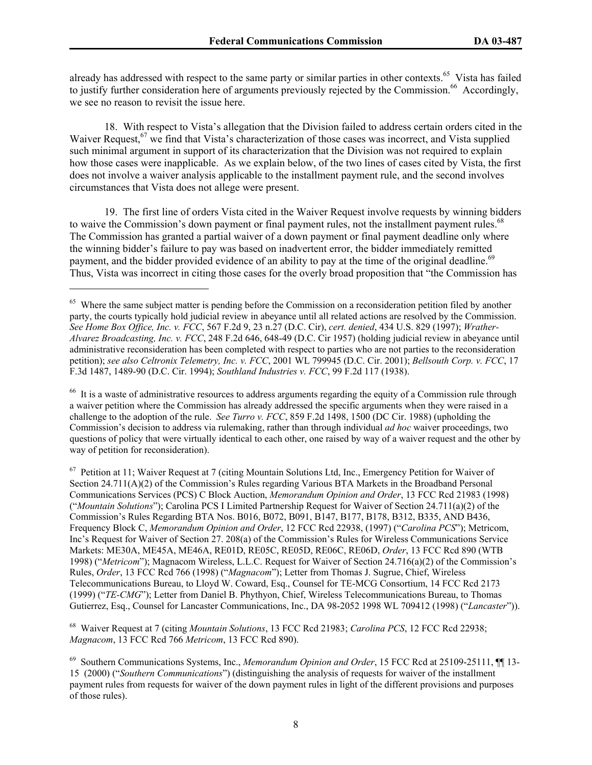already has addressed with respect to the same party or similar parties in other contexts.[65] Vista has failed to justify further consideration here of arguments previously rejected by the Commission.[66] Accordingly, we see no reason to revisit the issue here.

18. With respect to Vista's allegation that the Division failed to address certain orders cited in the Waiver Request,[67] we find that Vista's characterization of those cases was incorrect, and Vista supplied such minimal argument in support of its characterization that the Division was not required to explain how those cases were inapplicable. As we explain below, of the two lines of cases cited by Vista, the first does not involve a waiver analysis applicable to the installment payment rule, and the second involves circumstances that Vista does not allege were present.

19. The first line of orders Vista cited in the Waiver Request involve requests by winning bidders to waive the Commission's down payment or final payment rules, not the installment payment rules.[68] The Commission has granted a partial waiver of a down payment or final payment deadline only where the winning bidder's failure to pay was based on inadvertent error, the bidder immediately remitted payment, and the bidder provided evidence of an ability to pay at the time of the original deadline.[69] Thus, Vista was incorrect in citing those cases for the overly broad proposition that "the Commission has

---

[65] Where the same subject matter is pending before the Commission on a reconsideration petition filed by another party, the courts typically hold judicial review in abeyance until all related actions are resolved by the Commission. *See Home Box Office, Inc. v. FCC*, 567 F.2d 9, 23 n.27 (D.C. Cir), *cert. denied*, 434 U.S. 829 (1997); *Wrather-Alvarez Broadcasting, Inc. v. FCC*, 248 F.2d 646, 648-49 (D.C. Cir 1957) (holding judicial review in abeyance until administrative reconsideration has been completed with respect to parties who are not parties to the reconsideration petition); *see also Celtronix Telemetry, Inc. v. FCC*, 2001 WL 799945 (D.C. Cir. 2001); *Bellsouth Corp. v. FCC*, 17 F.3d 1487, 1489-90 (D.C. Cir. 1994); *Southland Industries v. FCC*, 99 F.2d 117 (1938).

[66] It is a waste of administrative resources to address arguments regarding the equity of a Commission rule through a waiver petition where the Commission has already addressed the specific arguments when they were raised in a challenge to the adoption of the rule. *See Turro v. FCC*, 859 F.2d 1498, 1500 (DC Cir. 1988) (upholding the Commission's decision to address via rulemaking, rather than through individual *ad hoc* waiver proceedings, two questions of policy that were virtually identical to each other, one raised by way of a waiver request and the other by way of petition for reconsideration).

[67] Petition at 11; Waiver Request at 7 (citing Mountain Solutions Ltd, Inc., Emergency Petition for Waiver of Section 24.711(A)(2) of the Commission's Rules regarding Various BTA Markets in the Broadband Personal Communications Services (PCS) C Block Auction, *Memorandum Opinion and Order*, 13 FCC Rcd 21983 (1998) ("*Mountain Solutions*"); Carolina PCS I Limited Partnership Request for Waiver of Section 24.711(a)(2) of the Commission's Rules Regarding BTA Nos. B016, B072, B091, B147, B177, B178, B312, B335, AND B436, Frequency Block C, *Memorandum Opinion and Order*, 12 FCC Rcd 22938, (1997) ("*Carolina PCS*"); Metricom, Inc's Request for Waiver of Section 27. 208(a) of the Commission's Rules for Wireless Communications Service Markets: ME30A, ME45A, ME46A, RE01D, RE05C, RE05D, RE06C, RE06D, *Order*, 13 FCC Rcd 890 (WTB 1998) ("*Metricom*"); Magnacom Wireless, L.L.C. Request for Waiver of Section 24.716(a)(2) of the Commission's Rules, *Order*, 13 FCC Rcd 766 (1998) ("*Magnacom*"); Letter from Thomas J. Sugrue, Chief, Wireless Telecommunications Bureau, to Lloyd W. Coward, Esq., Counsel for TE-MCG Consortium, 14 FCC Rcd 2173 (1999) ("*TE-CMG*"); Letter from Daniel B. Phythyon, Chief, Wireless Telecommunications Bureau, to Thomas Gutierrez, Esq., Counsel for Lancaster Communications, Inc., DA 98-2052 1998 WL 709412 (1998) ("*Lancaster*")).

[68] Waiver Request at 7 (citing *Mountain Solutions*, 13 FCC Rcd 21983; *Carolina PCS*, 12 FCC Rcd 22938; *Magnacom*, 13 FCC Rcd 766 *Metricom*, 13 FCC Rcd 890).

[69] Southern Communications Systems, Inc., *Memorandum Opinion and Order*, 15 FCC Rcd at 25109-25111, ¶¶ 13-15 (2000) ("*Southern Communications*") (distinguishing the analysis of requests for waiver of the installment payment rules from requests for waiver of the down payment rules in light of the different provisions and purposes of those rules).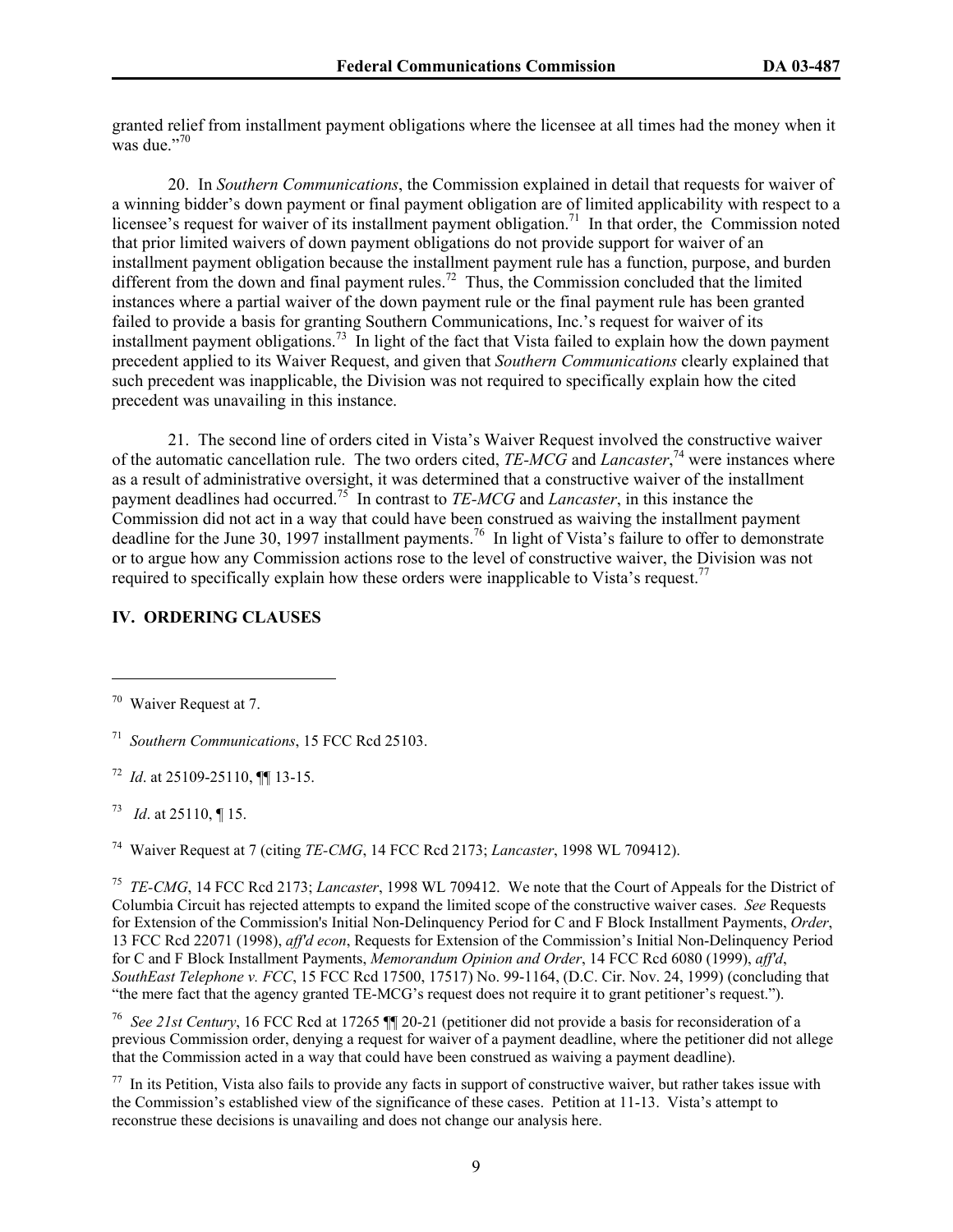granted relief from installment payment obligations where the licensee at all times had the money when it was due."[70]

20. In *Southern Communications*, the Commission explained in detail that requests for waiver of a winning bidder's down payment or final payment obligation are of limited applicability with respect to a licensee's request for waiver of its installment payment obligation.[71] In that order, the Commission noted that prior limited waivers of down payment obligations do not provide support for waiver of an installment payment obligation because the installment payment rule has a function, purpose, and burden different from the down and final payment rules.[72] Thus, the Commission concluded that the limited instances where a partial waiver of the down payment rule or the final payment rule has been granted failed to provide a basis for granting Southern Communications, Inc.'s request for waiver of its installment payment obligations.[73] In light of the fact that Vista failed to explain how the down payment precedent applied to its Waiver Request, and given that *Southern Communications* clearly explained that such precedent was inapplicable, the Division was not required to specifically explain how the cited precedent was unavailing in this instance.

21. The second line of orders cited in Vista's Waiver Request involved the constructive waiver of the automatic cancellation rule. The two orders cited, *TE-MCG* and *Lancaster*,[74] were instances where as a result of administrative oversight, it was determined that a constructive waiver of the installment payment deadlines had occurred.[75] In contrast to *TE-MCG* and *Lancaster*, in this instance the Commission did not act in a way that could have been construed as waiving the installment payment deadline for the June 30, 1997 installment payments.[76] In light of Vista's failure to offer to demonstrate or to argue how any Commission actions rose to the level of constructive waiver, the Division was not required to specifically explain how these orders were inapplicable to Vista's request.[77]

## IV. ORDERING CLAUSES

---

[70] Waiver Request at 7.

[71] *Southern Communications*, 15 FCC Rcd 25103.

[72] *Id*. at 25109-25110, ¶¶ 13-15.

[73] *Id*. at 25110, ¶ 15.

[74] Waiver Request at 7 (citing *TE-CMG*, 14 FCC Rcd 2173; *Lancaster*, 1998 WL 709412).

[75] *TE-CMG*, 14 FCC Rcd 2173; *Lancaster*, 1998 WL 709412. We note that the Court of Appeals for the District of Columbia Circuit has rejected attempts to expand the limited scope of the constructive waiver cases. *See* Requests for Extension of the Commission's Initial Non-Delinquency Period for C and F Block Installment Payments, *Order*, 13 FCC Rcd 22071 (1998), *aff'd econ*, Requests for Extension of the Commission's Initial Non-Delinquency Period for C and F Block Installment Payments, *Memorandum Opinion and Order*, 14 FCC Rcd 6080 (1999), *aff'd*, *SouthEast Telephone v. FCC*, 15 FCC Rcd 17500, 17517) No. 99-1164, (D.C. Cir. Nov. 24, 1999) (concluding that "the mere fact that the agency granted TE-MCG's request does not require it to grant petitioner's request.").

[76] *See 21st Century*, 16 FCC Rcd at 17265 ¶¶ 20-21 (petitioner did not provide a basis for reconsideration of a previous Commission order, denying a request for waiver of a payment deadline, where the petitioner did not allege that the Commission acted in a way that could have been construed as waiving a payment deadline).

[77] In its Petition, Vista also fails to provide any facts in support of constructive waiver, but rather takes issue with the Commission's established view of the significance of these cases. Petition at 11-13. Vista's attempt to reconstrue these decisions is unavailing and does not change our analysis here.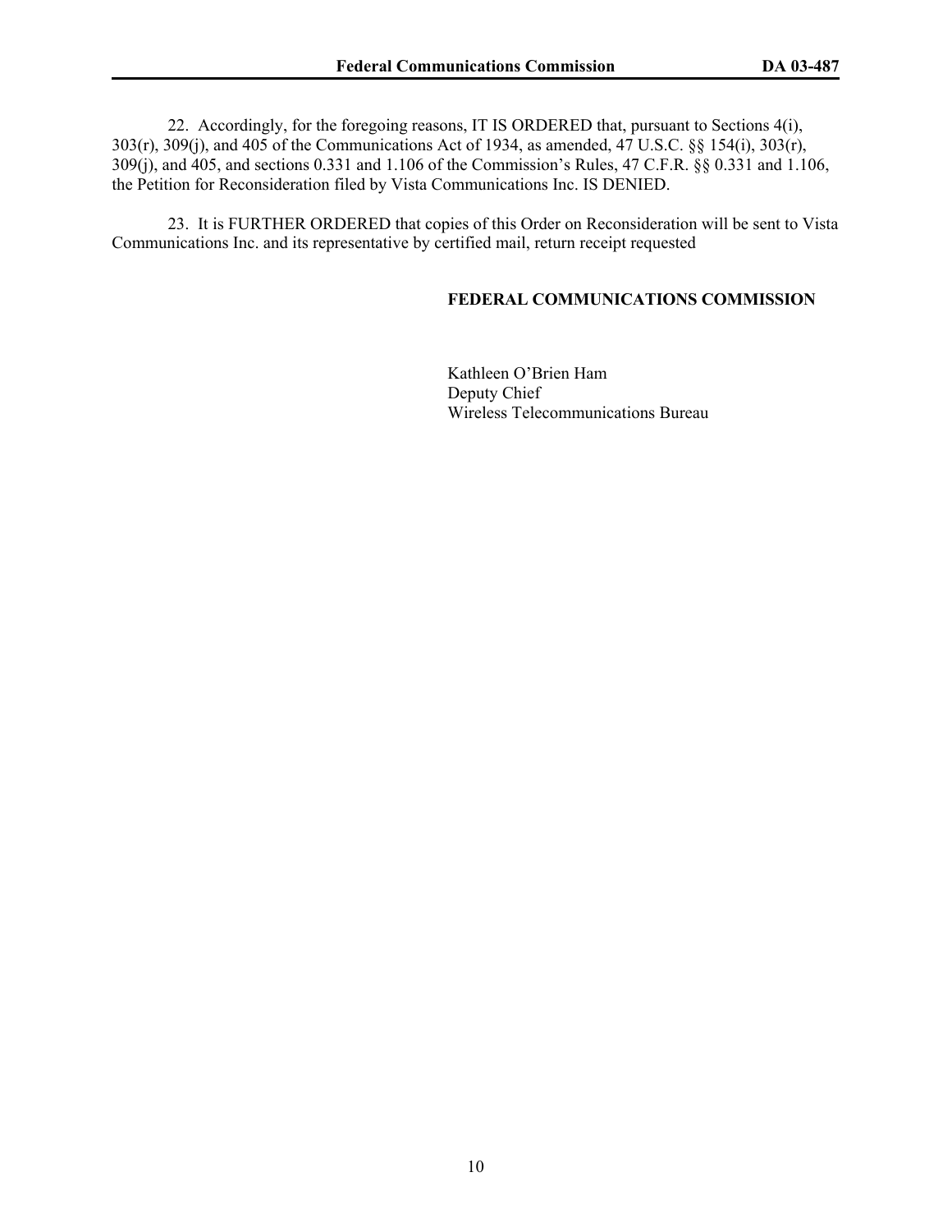22. Accordingly, for the foregoing reasons, IT IS ORDERED that, pursuant to Sections 4(i), 303(r), 309(j), and 405 of the Communications Act of 1934, as amended, 47 U.S.C. §§ 154(i), 303(r), 309(j), and 405, and sections 0.331 and 1.106 of the Commission's Rules, 47 C.F.R. §§ 0.331 and 1.106, the Petition for Reconsideration filed by Vista Communications Inc. IS DENIED.

23. It is FURTHER ORDERED that copies of this Order on Reconsideration will be sent to Vista Communications Inc. and its representative by certified mail, return receipt requested

**FEDERAL COMMUNICATIONS COMMISSION**

Kathleen O'Brien Ham
Deputy Chief
Wireless Telecommunications Bureau